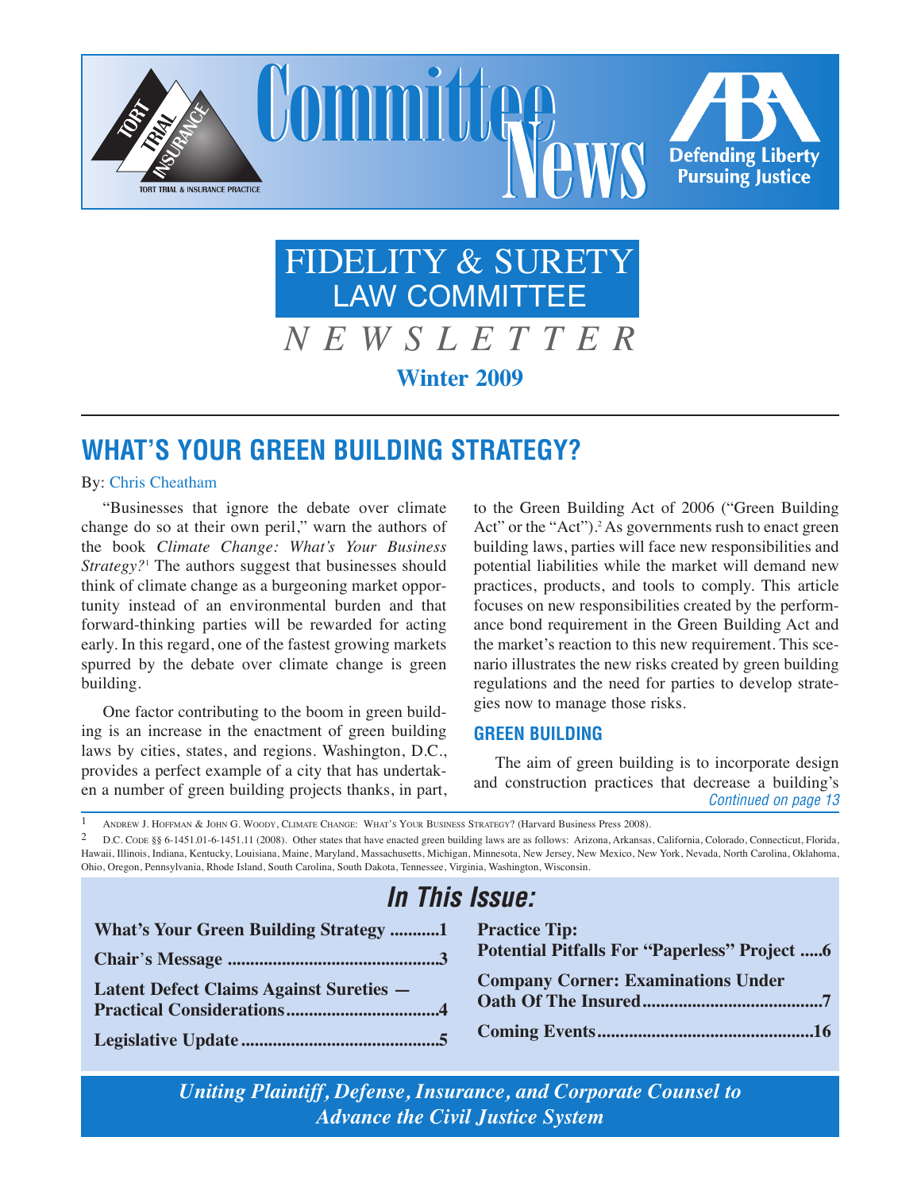# Committee News

TORT TRIAL & INSURANCE PRACTICE

Defending Liberty Pursuing Justice

## FIDELITY & SURETY LAW COMMITTEE

## *NEWSLETTER*

**Winter 2009**

---

## WHAT'S YOUR GREEN BUILDING STRATEGY?

By: Chris Cheatham

"Businesses that ignore the debate over climate change do so at their own peril," warn the authors of the book *Climate Change: What's Your Business Strategy?*[1] The authors suggest that businesses should think of climate change as a burgeoning market opportunity instead of an environmental burden and that forward-thinking parties will be rewarded for acting early. In this regard, one of the fastest growing markets spurred by the debate over climate change is green building.

One factor contributing to the boom in green building is an increase in the enactment of green building laws by cities, states, and regions. Washington, D.C., provides a perfect example of a city that has undertaken a number of green building projects thanks, in part, to the Green Building Act of 2006 ("Green Building Act" or the "Act").[2] As governments rush to enact green building laws, parties will face new responsibilities and potential liabilities while the market will demand new practices, products, and tools to comply. This article focuses on new responsibilities created by the performance bond requirement in the Green Building Act and the market's reaction to this new requirement. This scenario illustrates the new risks created by green building regulations and the need for parties to develop strategies now to manage those risks.

### GREEN BUILDING

The aim of green building is to incorporate design and construction practices that decrease a building's

*Continued on page 13*

---

[1] Andrew J. Hoffman & John G. Woody, Climate Change: What's Your Business Strategy? (Harvard Business Press 2008).

[2] D.C. Code §§ 6-1451.01-6-1451.11 (2008). Other states that have enacted green building laws are as follows: Arizona, Arkansas, California, Colorado, Connecticut, Florida, Hawaii, Illinois, Indiana, Kentucky, Louisiana, Maine, Maryland, Massachusetts, Michigan, Minnesota, New Jersey, New Mexico, New York, Nevada, North Carolina, Oklahoma, Ohio, Oregon, Pennsylvania, Rhode Island, South Carolina, South Dakota, Tennessee, Virginia, Washington, Wisconsin.

## *In This Issue:*

**What's Your Green Building Strategy ...........1**

**Chair's Message ..............................................3**

**Latent Defect Claims Against Sureties — Practical Considerations..................................4**

**Legislative Update ...........................................5**

**Practice Tip: Potential Pitfalls For "Paperless" Project .....6**

**Company Corner: Examinations Under Oath Of The Insured.......................................7**

**Coming Events...............................................16**

*Uniting Plaintiff, Defense, Insurance, and Corporate Counsel to Advance the Civil Justice System*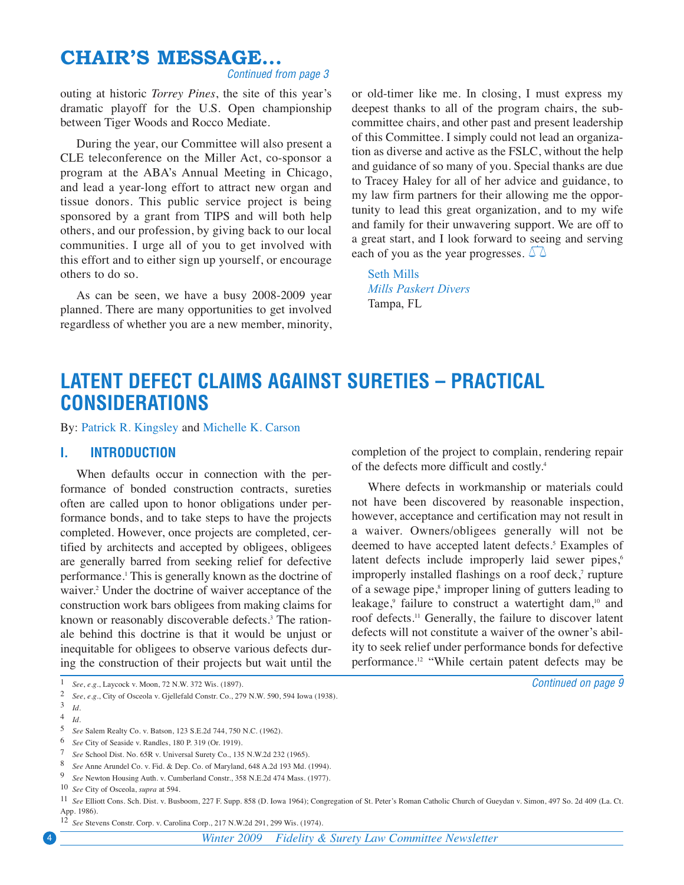## CHAIR'S MESSAGE...

*Continued from page 3*

outing at historic *Torrey Pines*, the site of this year's dramatic playoff for the U.S. Open championship between Tiger Woods and Rocco Mediate.

During the year, our Committee will also present a CLE teleconference on the Miller Act, co-sponsor a program at the ABA's Annual Meeting in Chicago, and lead a year-long effort to attract new organ and tissue donors. This public service project is being sponsored by a grant from TIPS and will both help others, and our profession, by giving back to our local communities. I urge all of you to get involved with this effort and to either sign up yourself, or encourage others to do so.

As can be seen, we have a busy 2008-2009 year planned. There are many opportunities to get involved regardless of whether you are a new member, minority, or old-timer like me. In closing, I must express my deepest thanks to all of the program chairs, the subcommittee chairs, and other past and present leadership of this Committee. I simply could not lead an organization as diverse and active as the FSLC, without the help and guidance of so many of you. Special thanks are due to Tracey Haley for all of her advice and guidance, to my law firm partners for their allowing me the opportunity to lead this great organization, and to my wife and family for their unwavering support. We are off to a great start, and I look forward to seeing and serving each of you as the year progresses.

Seth Mills
*Mills Paskert Divers*
Tampa, FL

# LATENT DEFECT CLAIMS AGAINST SURETIES – PRACTICAL CONSIDERATIONS

By: Patrick R. Kingsley and Michelle K. Carson

## I. INTRODUCTION

When defaults occur in connection with the performance of bonded construction contracts, sureties often are called upon to honor obligations under performance bonds, and to take steps to have the projects completed. However, once projects are completed, certified by architects and accepted by obligees, obligees are generally barred from seeking relief for defective performance.[1] This is generally known as the doctrine of waiver.[2] Under the doctrine of waiver acceptance of the construction work bars obligees from making claims for known or reasonably discoverable defects.[3] The rationale behind this doctrine is that it would be unjust or inequitable for obligees to observe various defects during the construction of their projects but wait until the completion of the project to complain, rendering repair of the defects more difficult and costly.[4]

Where defects in workmanship or materials could not have been discovered by reasonable inspection, however, acceptance and certification may not result in a waiver. Owners/obligees generally will not be deemed to have accepted latent defects.[5] Examples of latent defects include improperly laid sewer pipes,[6] improperly installed flashings on a roof deck,[7] rupture of a sewage pipe,[8] improper lining of gutters leading to leakage,[9] failure to construct a watertight dam,[10] and roof defects.[11] Generally, the failure to discover latent defects will not constitute a waiver of the owner's ability to seek relief under performance bonds for defective performance.[12] "While certain patent defects may be

*Continued on page 9*

---

1 *See, e.g.*, Laycock v. Moon, 72 N.W. 372 Wis. (1897).

2 *See, e.g.*, City of Osceola v. Gjellefald Constr. Co., 279 N.W. 590, 594 Iowa (1938).

3 *Id*.

4 *Id*.

5 *See* Salem Realty Co. v. Batson, 123 S.E.2d 744, 750 N.C. (1962).

6 *See* City of Seaside v. Randles, 180 P. 319 (Or. 1919).

7 *See* School Dist. No. 65R v. Universal Surety Co., 135 N.W.2d 232 (1965).

8 *See* Anne Arundel Co. v. Fid. & Dep. Co. of Maryland, 648 A.2d 193 Md. (1994).

9 *See* Newton Housing Auth. v. Cumberland Constr., 358 N.E.2d 474 Mass. (1977).

10 *See* City of Osceola, *supra* at 594.

11 *See* Elliott Cons. Sch. Dist. v. Busboom, 227 F. Supp. 858 (D. Iowa 1964); Congregation of St. Peter's Roman Catholic Church of Gueydan v. Simon, 497 So. 2d 409 (La. Ct. App. 1986).

12 *See* Stevens Constr. Corp. v. Carolina Corp., 217 N.W.2d 291, 299 Wis. (1974).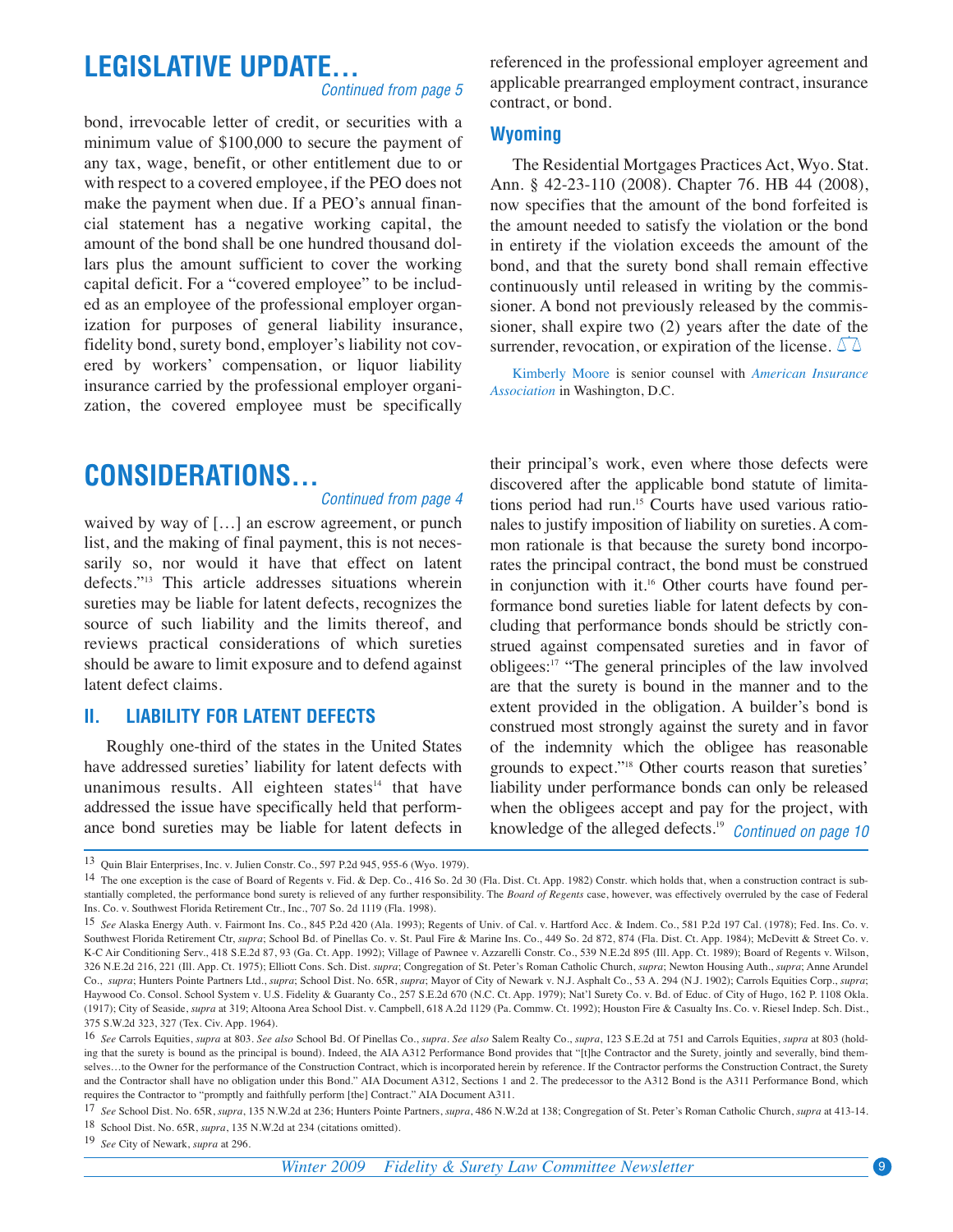## LEGISLATIVE UPDATE...

*Continued from page 5*

bond, irrevocable letter of credit, or securities with a minimum value of $100,000 to secure the payment of any tax, wage, benefit, or other entitlement due to or with respect to a covered employee, if the PEO does not make the payment when due. If a PEO's annual financial statement has a negative working capital, the amount of the bond shall be one hundred thousand dollars plus the amount sufficient to cover the working capital deficit. For a "covered employee" to be included as an employee of the professional employer organization for purposes of general liability insurance, fidelity bond, surety bond, employer's liability not covered by workers' compensation, or liquor liability insurance carried by the professional employer organization, the covered employee must be specifically referenced in the professional employer agreement and applicable prearranged employment contract, insurance contract, or bond.

### Wyoming

The Residential Mortgages Practices Act, Wyo. Stat. Ann. § 42-23-110 (2008). Chapter 76. HB 44 (2008), now specifies that the amount of the bond forfeited is the amount needed to satisfy the violation or the bond in entirety if the violation exceeds the amount of the bond, and that the surety bond shall remain effective continuously until released in writing by the commissioner. A bond not previously released by the commissioner, shall expire two (2) years after the date of the surrender, revocation, or expiration of the license.

Kimberly Moore is senior counsel with *American Insurance Association* in Washington, D.C.

## CONSIDERATIONS...

*Continued from page 4*

waived by way of [...] an escrow agreement, or punch list, and the making of final payment, this is not necessarily so, nor would it have that effect on latent defects."[13] This article addresses situations wherein sureties may be liable for latent defects, recognizes the source of such liability and the limits thereof, and reviews practical considerations of which sureties should be aware to limit exposure and to defend against latent defect claims.

### II. LIABILITY FOR LATENT DEFECTS

Roughly one-third of the states in the United States have addressed sureties' liability for latent defects with unanimous results. All eighteen states[14] that have addressed the issue have specifically held that performance bond sureties may be liable for latent defects in their principal's work, even where those defects were discovered after the applicable bond statute of limitations period had run.[15] Courts have used various rationales to justify imposition of liability on sureties. A common rationale is that because the surety bond incorporates the principal contract, the bond must be construed in conjunction with it.[16] Other courts have found performance bond sureties liable for latent defects by concluding that performance bonds should be strictly construed against compensated sureties and in favor of obligees:[17] "The general principles of the law involved are that the surety is bound in the manner and to the extent provided in the obligation. A builder's bond is construed most strongly against the surety and in favor of the indemnity which the obligee has reasonable grounds to expect."[18] Other courts reason that sureties' liability under performance bonds can only be released when the obligees accept and pay for the project, with knowledge of the alleged defects.[19] *Continued on page 10*

---

13 Quin Blair Enterprises, Inc. v. Julien Constr. Co., 597 P.2d 945, 955-6 (Wyo. 1979).

14 The one exception is the case of Board of Regents v. Fid. & Dep. Co., 416 So. 2d 30 (Fla. Dist. Ct. App. 1982) Constr. which holds that, when a construction contract is substantially completed, the performance bond surety is relieved of any further responsibility. The *Board of Regents* case, however, was effectively overruled by the case of Federal Ins. Co. v. Southwest Florida Retirement Ctr., Inc., 707 So. 2d 1119 (Fla. 1998).

15 *See* Alaska Energy Auth. v. Fairmont Ins. Co., 845 P.2d 420 (Ala. 1993); Regents of Univ. of Cal. v. Hartford Acc. & Indem. Co., 581 P.2d 197 Cal. (1978); Fed. Ins. Co. v. Southwest Florida Retirement Ctr, *supra*; School Bd. of Pinellas Co. v. St. Paul Fire & Marine Ins. Co., 449 So. 2d 872, 874 (Fla. Dist. Ct. App. 1984); McDevitt & Street Co. v. K-C Air Conditioning Serv., 418 S.E.2d 87, 93 (Ga. Ct. App. 1992); Village of Pawnee v. Azzarelli Constr. Co., 539 N.E.2d 895 (Ill. App. Ct. 1989); Board of Regents v. Wilson, 326 N.E.2d 216, 221 (Ill. App. Ct. 1975); Elliott Cons. Sch. Dist. *supra*; Congregation of St. Peter's Roman Catholic Church, *supra*; Newton Housing Auth., *supra*; Anne Arundel Co., *supra*; Hunters Pointe Partners Ltd., *supra*; School Dist. No. 65R, *supra*; Mayor of City of Newark v. N.J. Asphalt Co., 53 A. 294 (N.J. 1902); Carrols Equities Corp., *supra*; Haywood Co. Consol. School System v. U.S. Fidelity & Guaranty Co., 257 S.E.2d 670 (N.C. Ct. App. 1979); Nat'l Surety Co. v. Bd. of Educ. of City of Hugo, 162 P. 1108 Okla. (1917); City of Seaside, *supra* at 319; Altoona Area School Dist. v. Campbell, 618 A.2d 1129 (Pa. Commw. Ct. 1992); Houston Fire & Casualty Ins. Co. v. Riesel Indep. Sch. Dist., 375 S.W.2d 323, 327 (Tex. Civ. App. 1964).

16 *See* Carrols Equities, *supra* at 803. *See also* School Bd. Of Pinellas Co., *supra*. *See also* Salem Realty Co., *supra*, 123 S.E.2d at 751 and Carrols Equities, *supra* at 803 (holding that the surety is bound as the principal is bound). Indeed, the AIA A312 Performance Bond provides that "[t]he Contractor and the Surety, jointly and severally, bind themselves…to the Owner for the performance of the Construction Contract, which is incorporated herein by reference. If the Contractor performs the Construction Contract, the Surety and the Contractor shall have no obligation under this Bond." AIA Document A312, Sections 1 and 2. The predecessor to the A312 Bond is the A311 Performance Bond, which requires the Contractor to "promptly and faithfully perform [the] Contract." AIA Document A311.

17 *See* School Dist. No. 65R, *supra*, 135 N.W.2d at 236; Hunters Pointe Partners, *supra*, 486 N.W.2d at 138; Congregation of St. Peter's Roman Catholic Church, *supra* at 413-14.

18 School Dist. No. 65R, *supra*, 135 N.W.2d at 234 (citations omitted).

19 *See* City of Newark, *supra* at 296.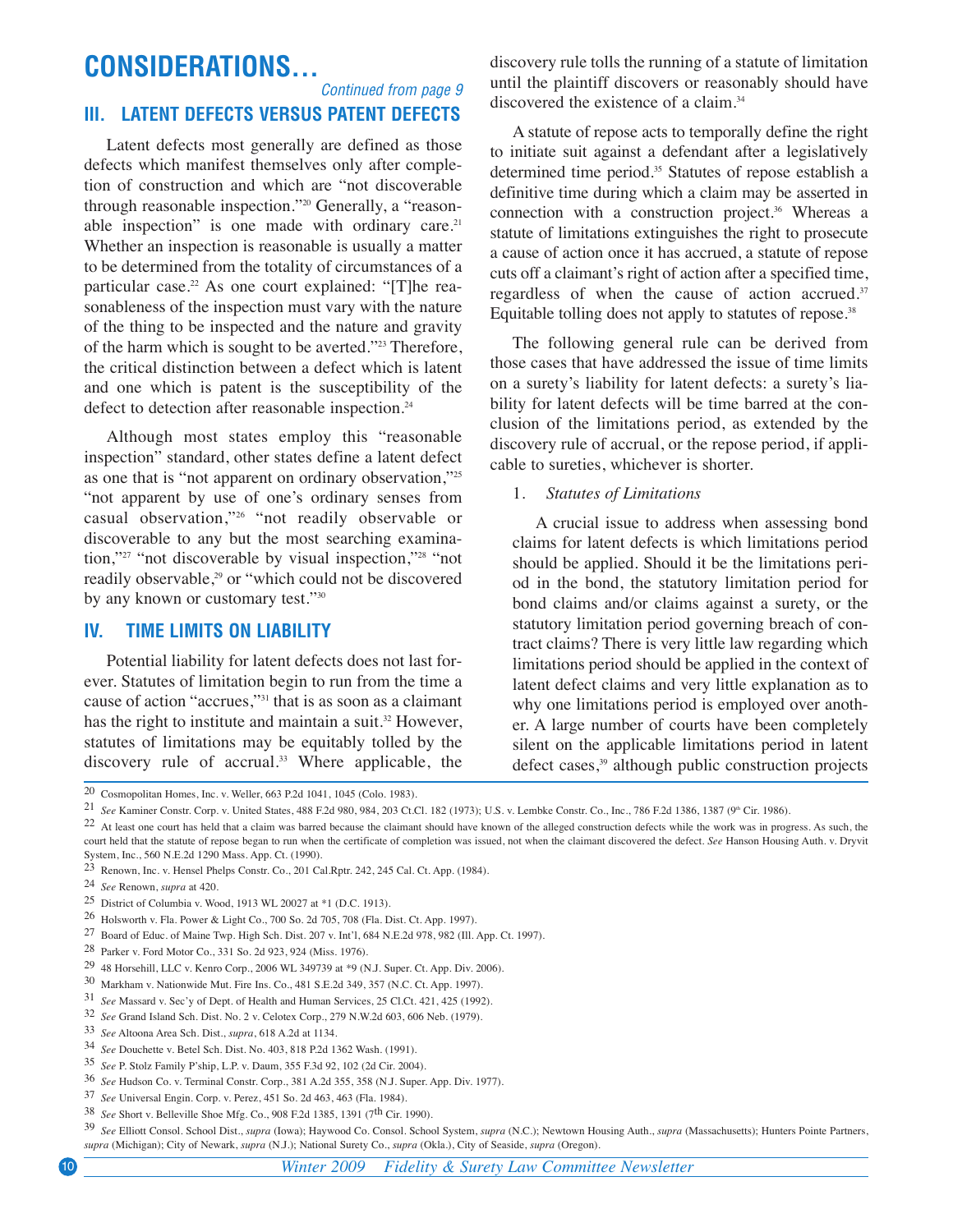# CONSIDERATIONS...

*Continued from page 9*

## III. LATENT DEFECTS VERSUS PATENT DEFECTS

Latent defects most generally are defined as those defects which manifest themselves only after completion of construction and which are "not discoverable through reasonable inspection."[20] Generally, a "reasonable inspection" is one made with ordinary care.[21] Whether an inspection is reasonable is usually a matter to be determined from the totality of circumstances of a particular case.[22] As one court explained: "[T]he reasonableness of the inspection must vary with the nature of the thing to be inspected and the nature and gravity of the harm which is sought to be averted."[23] Therefore, the critical distinction between a defect which is latent and one which is patent is the susceptibility of the defect to detection after reasonable inspection.[24]

Although most states employ this "reasonable inspection" standard, other states define a latent defect as one that is "not apparent on ordinary observation,"[25] "not apparent by use of one's ordinary senses from casual observation,"[26] "not readily observable or discoverable to any but the most searching examination,"[27] "not discoverable by visual inspection,"[28] "not readily observable,[29] or "which could not be discovered by any known or customary test."[30]

## IV. TIME LIMITS ON LIABILITY

Potential liability for latent defects does not last forever. Statutes of limitation begin to run from the time a cause of action "accrues,"[31] that is as soon as a claimant has the right to institute and maintain a suit.[32] However, statutes of limitations may be equitably tolled by the discovery rule of accrual.[33] Where applicable, the discovery rule tolls the running of a statute of limitation until the plaintiff discovers or reasonably should have discovered the existence of a claim.[34]

A statute of repose acts to temporally define the right to initiate suit against a defendant after a legislatively determined time period.[35] Statutes of repose establish a definitive time during which a claim may be asserted in connection with a construction project.[36] Whereas a statute of limitations extinguishes the right to prosecute a cause of action once it has accrued, a statute of repose cuts off a claimant's right of action after a specified time, regardless of when the cause of action accrued.[37] Equitable tolling does not apply to statutes of repose.[38]

The following general rule can be derived from those cases that have addressed the issue of time limits on a surety's liability for latent defects: a surety's liability for latent defects will be time barred at the conclusion of the limitations period, as extended by the discovery rule of accrual, or the repose period, if applicable to sureties, whichever is shorter.

### 1. *Statutes of Limitations*

A crucial issue to address when assessing bond claims for latent defects is which limitations period should be applied. Should it be the limitations period in the bond, the statutory limitation period for bond claims and/or claims against a surety, or the statutory limitation period governing breach of contract claims? There is very little law regarding which limitations period should be applied in the context of latent defect claims and very little explanation as to why one limitations period is employed over another. A large number of courts have been completely silent on the applicable limitations period in latent defect cases,[39] although public construction projects

---

20 Cosmopolitan Homes, Inc. v. Weller, 663 P.2d 1041, 1045 (Colo. 1983).

21 *See* Kaminer Constr. Corp. v. United States, 488 F.2d 980, 984, 203 Ct.Cl. 182 (1973); U.S. v. Lembke Constr. Co., Inc., 786 F.2d 1386, 1387 (9th Cir. 1986).

22 At least one court has held that a claim was barred because the claimant should have known of the alleged construction defects while the work was in progress. As such, the court held that the statute of repose began to run when the certificate of completion was issued, not when the claimant discovered the defect. *See* Hanson Housing Auth. v. Dryvit System, Inc., 560 N.E.2d 1290 Mass. App. Ct. (1990).

23 Renown, Inc. v. Hensel Phelps Constr. Co., 201 Cal.Rptr. 242, 245 Cal. Ct. App. (1984).

24 *See* Renown, *supra* at 420.

25 District of Columbia v. Wood, 1913 WL 20027 at *1 (D.C. 1913).

26 Holsworth v. Fla. Power & Light Co., 700 So. 2d 705, 708 (Fla. Dist. Ct. App. 1997).

27 Board of Educ. of Maine Twp. High Sch. Dist. 207 v. Int'l, 684 N.E.2d 978, 982 (Ill. App. Ct. 1997).

28 Parker v. Ford Motor Co., 331 So. 2d 923, 924 (Miss. 1976).

29 48 Horsehill, LLC v. Kenro Corp., 2006 WL 349739 at *9 (N.J. Super. Ct. App. Div. 2006).

30 Markham v. Nationwide Mut. Fire Ins. Co., 481 S.E.2d 349, 357 (N.C. Ct. App. 1997).

31 *See* Massard v. Sec'y of Dept. of Health and Human Services, 25 Cl.Ct. 421, 425 (1992).

32 *See* Grand Island Sch. Dist. No. 2 v. Celotex Corp., 279 N.W.2d 603, 606 Neb. (1979).

33 *See* Altoona Area Sch. Dist., *supra*, 618 A.2d at 1134.

34 *See* Douchette v. Betel Sch. Dist. No. 403, 818 P.2d 1362 Wash. (1991).

35 *See* P. Stolz Family P'ship, L.P. v. Daum, 355 F.3d 92, 102 (2d Cir. 2004).

36 *See* Hudson Co. v. Terminal Constr. Corp., 381 A.2d 355, 358 (N.J. Super. App. Div. 1977).

37 *See* Universal Engin. Corp. v. Perez, 451 So. 2d 463, 463 (Fla. 1984).

38 *See* Short v. Belleville Shoe Mfg. Co., 908 F.2d 1385, 1391 (7th Cir. 1990).

39 *See* Elliott Consol. School Dist., *supra* (Iowa); Haywood Co. Consol. School System, *supra* (N.C.); Newtown Housing Auth., *supra* (Massachusetts); Hunters Pointe Partners, *supra* (Michigan); City of Newark, *supra* (N.J.); National Surety Co., *supra* (Okla.), City of Seaside, *supra* (Oregon).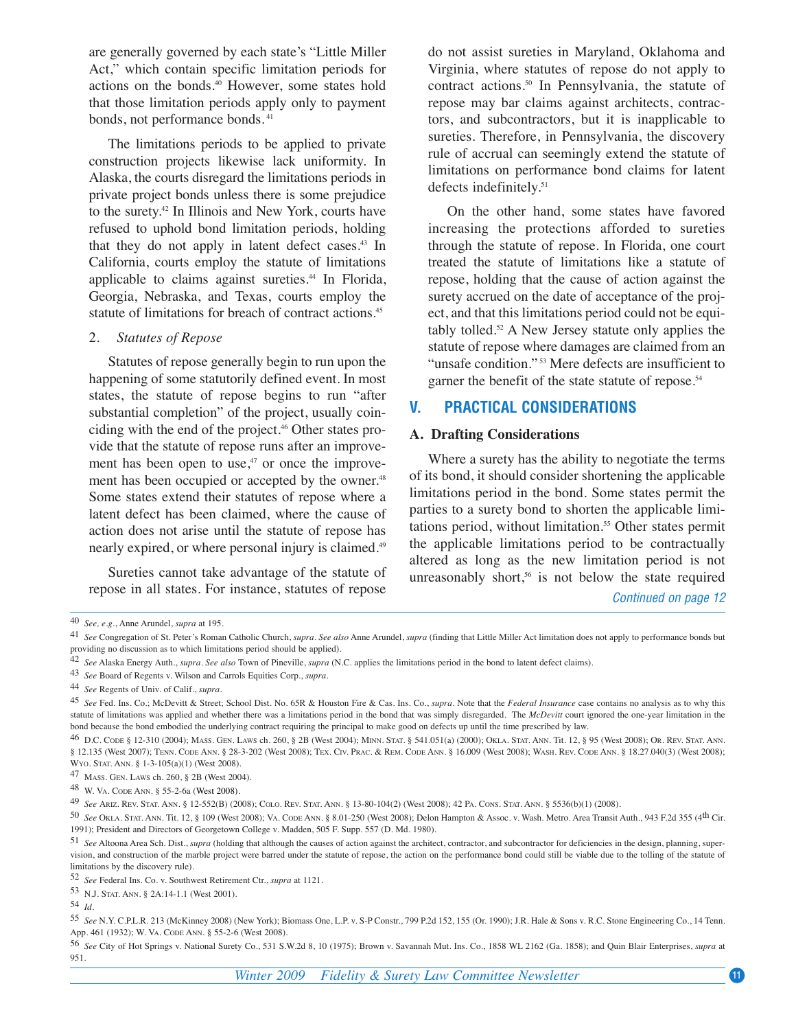are generally governed by each state's "Little Miller Act," which contain specific limitation periods for actions on the bonds.[40] However, some states hold that those limitation periods apply only to payment bonds, not performance bonds.[41]

The limitations periods to be applied to private construction projects likewise lack uniformity. In Alaska, the courts disregard the limitations periods in private project bonds unless there is some prejudice to the surety.[42] In Illinois and New York, courts have refused to uphold bond limitation periods, holding that they do not apply in latent defect cases.[43] In California, courts employ the statute of limitations applicable to claims against sureties.[44] In Florida, Georgia, Nebraska, and Texas, courts employ the statute of limitations for breach of contract actions.[45]

### 2. *Statutes of Repose*

Statutes of repose generally begin to run upon the happening of some statutorily defined event. In most states, the statute of repose begins to run "after substantial completion" of the project, usually coinciding with the end of the project.[46] Other states provide that the statute of repose runs after an improvement has been open to use,[47] or once the improvement has been occupied or accepted by the owner.[48] Some states extend their statutes of repose where a latent defect has been claimed, where the cause of action does not arise until the statute of repose has nearly expired, or where personal injury is claimed.[49]

Sureties cannot take advantage of the statute of repose in all states. For instance, statutes of repose do not assist sureties in Maryland, Oklahoma and Virginia, where statutes of repose do not apply to contract actions.[50] In Pennsylvania, the statute of repose may bar claims against architects, contractors, and subcontractors, but it is inapplicable to sureties. Therefore, in Pennsylvania, the discovery rule of accrual can seemingly extend the statute of limitations on performance bond claims for latent defects indefinitely.[51]

On the other hand, some states have favored increasing the protections afforded to sureties through the statute of repose. In Florida, one court treated the statute of limitations like a statute of repose, holding that the cause of action against the surety accrued on the date of acceptance of the project, and that this limitations period could not be equitably tolled.[52] A New Jersey statute only applies the statute of repose where damages are claimed from an "unsafe condition."[53] Mere defects are insufficient to garner the benefit of the state statute of repose.[54]

## V. PRACTICAL CONSIDERATIONS

### A. Drafting Considerations

Where a surety has the ability to negotiate the terms of its bond, it should consider shortening the applicable limitations period in the bond. Some states permit the parties to a surety bond to shorten the applicable limitations period, without limitation.[55] Other states permit the applicable limitations period to be contractually altered as long as the new limitation period is not unreasonably short,[56] is not below the state required

*Continued on page 12*

---

40 *See, e.g.*, Anne Arundel, *supra* at 195.

41 *See* Congregation of St. Peter's Roman Catholic Church, *supra*. *See also* Anne Arundel, *supra* (finding that Little Miller Act limitation does not apply to performance bonds but providing no discussion as to which limitations period should be applied).

42 *See* Alaska Energy Auth., *supra*. *See also* Town of Pineville, *supra* (N.C. applies the limitations period in the bond to latent defect claims).

43 *See* Board of Regents v. Wilson and Carrols Equities Corp., *supra*.

44 *See* Regents of Univ. of Calif., *supra*.

45 *See* Fed. Ins. Co.; McDevitt & Street; School Dist. No. 65R & Houston Fire & Cas. Ins. Co., *supra*. Note that the *Federal Insurance* case contains no analysis as to why this statute of limitations was applied and whether there was a limitations period in the bond that was simply disregarded. The *McDevitt* court ignored the one-year limitation in the bond because the bond embodied the underlying contract requiring the principal to make good on defects up until the time prescribed by law.

46 D.C. Code § 12-310 (2004); Mass. Gen. Laws ch. 260, § 2B (West 2004); Minn. Stat. § 541.051(a) (2000); Okla. Stat. Ann. Tit. 12, § 95 (West 2008); Or. Rev. Stat. Ann. § 12.135 (West 2007); Tenn. Code Ann. § 28-3-202 (West 2008); Tex. Civ. Prac. & Rem. Code Ann. § 16.009 (West 2008); Wash. Rev. Code Ann. § 18.27.040(3) (West 2008); Wyo. Stat. Ann. § 1-3-105(a)(1) (West 2008).

47 Mass. Gen. Laws ch. 260, § 2B (West 2004).

48 W. Va. Code Ann. § 55-2-6a (West 2008).

49 *See* Ariz. Rev. Stat. Ann. § 12-552(B) (2008); Colo. Rev. Stat. Ann. § 13-80-104(2) (West 2008); 42 Pa. Cons. Stat. Ann. § 5536(b)(1) (2008).

50 *See* Okla. Stat. Ann. Tit. 12, § 109 (West 2008); Va. Code Ann. § 8.01-250 (West 2008); Delon Hampton & Assoc. v. Wash. Metro. Area Transit Auth., 943 F.2d 355 (4th Cir. 1991); President and Directors of Georgetown College v. Madden, 505 F. Supp. 557 (D. Md. 1980).

51 *See* Altoona Area Sch. Dist., *supra* (holding that although the causes of action against the architect, contractor, and subcontractor for deficiencies in the design, planning, supervision, and construction of the marble project were barred under the statute of repose, the action on the performance bond could still be viable due to the tolling of the statute of limitations by the discovery rule).

52 *See* Federal Ins. Co. v. Southwest Retirement Ctr., *supra* at 1121.

53 N.J. Stat. Ann. § 2A:14-1.1 (West 2001).

54 *Id*.

55 *See* N.Y. C.P.L.R. 213 (McKinney 2008) (New York); Biomass One, L.P. v. S-P Constr., 799 P.2d 152, 155 (Or. 1990); J.R. Hale & Sons v. R.C. Stone Engineering Co., 14 Tenn. App. 461 (1932); W. Va. Code Ann. § 55-2-6 (West 2008).

56 *See* City of Hot Springs v. National Surety Co., 531 S.W.2d 8, 10 (1975); Brown v. Savannah Mut. Ins. Co., 1858 WL 2162 (Ga. 1858); and Quin Blair Enterprises, *supra* at 951.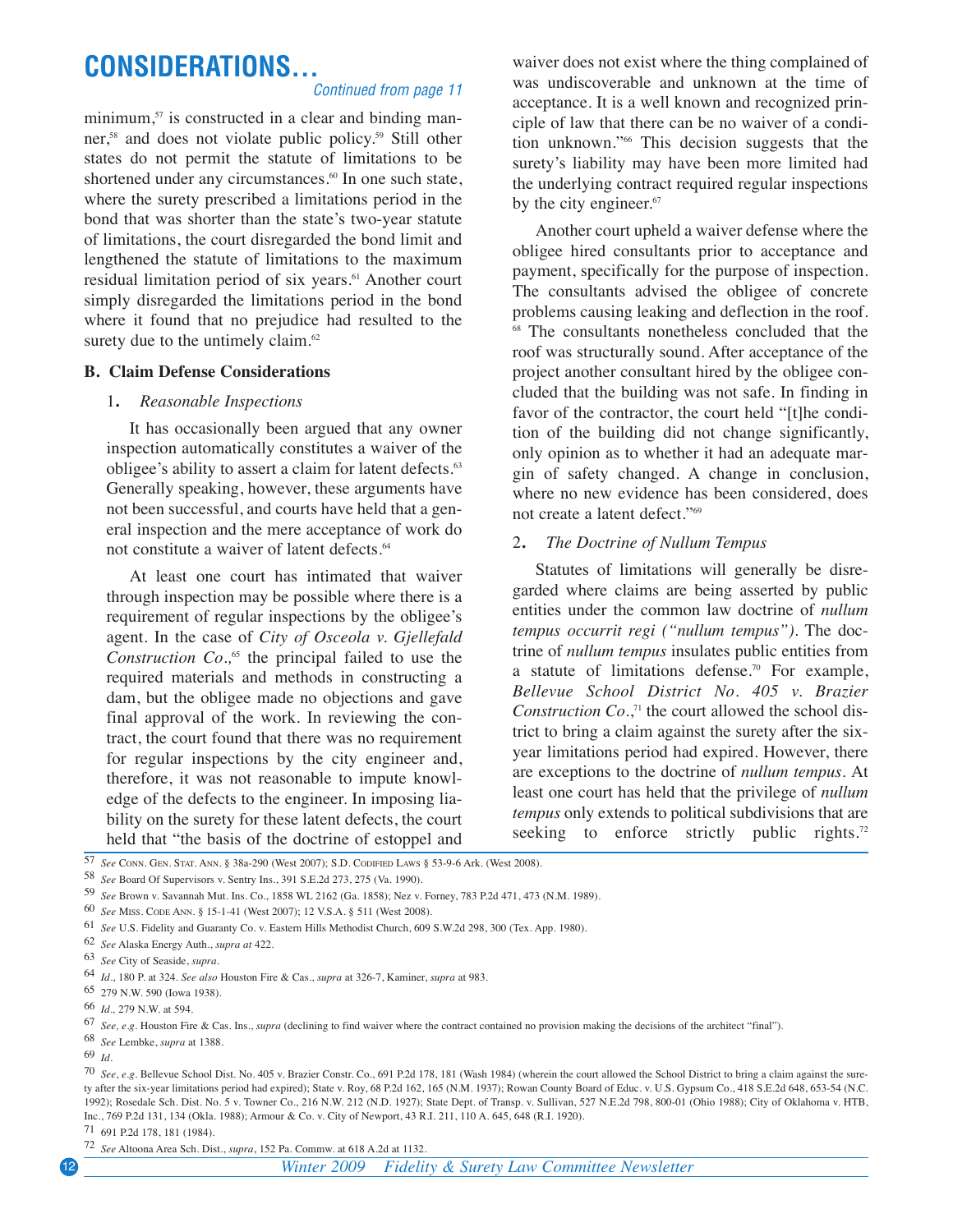# CONSIDERATIONS...

*Continued from page 11*

minimum,[57] is constructed in a clear and binding manner,[58] and does not violate public policy.[59] Still other states do not permit the statute of limitations to be shortened under any circumstances.[60] In one such state, where the surety prescribed a limitations period in the bond that was shorter than the state's two-year statute of limitations, the court disregarded the bond limit and lengthened the statute of limitations to the maximum residual limitation period of six years.[61] Another court simply disregarded the limitations period in the bond where it found that no prejudice had resulted to the surety due to the untimely claim.[62]

**B. Claim Defense Considerations**

1. *Reasonable Inspections*

It has occasionally been argued that any owner inspection automatically constitutes a waiver of the obligee's ability to assert a claim for latent defects.[63] Generally speaking, however, these arguments have not been successful, and courts have held that a general inspection and the mere acceptance of work do not constitute a waiver of latent defects.[64]

At least one court has intimated that waiver through inspection may be possible where there is a requirement of regular inspections by the obligee's agent. In the case of *City of Osceola v. Gjellefald Construction Co.*,[65] the principal failed to use the required materials and methods in constructing a dam, but the obligee made no objections and gave final approval of the work. In reviewing the contract, the court found that there was no requirement for regular inspections by the city engineer and, therefore, it was not reasonable to impute knowledge of the defects to the engineer. In imposing liability on the surety for these latent defects, the court held that "the basis of the doctrine of estoppel and waiver does not exist where the thing complained of was undiscoverable and unknown at the time of acceptance. It is a well known and recognized principle of law that there can be no waiver of a condition unknown."[66] This decision suggests that the surety's liability may have been more limited had the underlying contract required regular inspections by the city engineer.[67]

Another court upheld a waiver defense where the obligee hired consultants prior to acceptance and payment, specifically for the purpose of inspection. The consultants advised the obligee of concrete problems causing leaking and deflection in the roof.[68] The consultants nonetheless concluded that the roof was structurally sound. After acceptance of the project another consultant hired by the obligee concluded that the building was not safe. In finding in favor of the contractor, the court held "[t]he condition of the building did not change significantly, only opinion as to whether it had an adequate margin of safety changed. A change in conclusion, where no new evidence has been considered, does not create a latent defect."[69]

2. *The Doctrine of Nullum Tempus*

Statutes of limitations will generally be disregarded where claims are being asserted by public entities under the common law doctrine of *nullum tempus occurrit regi ("nullum tempus")*. The doctrine of *nullum tempus* insulates public entities from a statute of limitations defense.[70] For example, *Bellevue School District No. 405 v. Brazier Construction Co.*,[71] the court allowed the school district to bring a claim against the surety after the six-year limitations period had expired. However, there are exceptions to the doctrine of *nullum tempus*. At least one court has held that the privilege of *nullum tempus* only extends to political subdivisions that are seeking to enforce strictly public rights.[72]

---

57 *See* Conn. Gen. Stat. Ann. § 38a-290 (West 2007); S.D. Codified Laws § 53-9-6 Ark. (West 2008).

58 *See* Board Of Supervisors v. Sentry Ins., 391 S.E.2d 273, 275 (Va. 1990).

59 *See* Brown v. Savannah Mut. Ins. Co., 1858 WL 2162 (Ga. 1858); Nez v. Forney, 783 P.2d 471, 473 (N.M. 1989).

60 *See* Miss. Code Ann. § 15-1-41 (West 2007); 12 V.S.A. § 511 (West 2008).

61 *See* U.S. Fidelity and Guaranty Co. v. Eastern Hills Methodist Church, 609 S.W.2d 298, 300 (Tex. App. 1980).

62 *See* Alaska Energy Auth., *supra at* 422.

63 *See* City of Seaside, *supra*.

64 *Id*., 180 P. at 324. *See also* Houston Fire & Cas., *supra* at 326-7, Kaminer, *supra* at 983.

65 279 N.W. 590 (Iowa 1938).

66 *Id*., 279 N.W. at 594.

67 *See, e.g.* Houston Fire & Cas. Ins., *supra* (declining to find waiver where the contract contained no provision making the decisions of the architect "final").

68 *See* Lembke, *supra* at 1388.

69 *Id*.

70 *See*, *e.g*. Bellevue School Dist. No. 405 v. Brazier Constr. Co., 691 P.2d 178, 181 (Wash 1984) (wherein the court allowed the School District to bring a claim against the surety after the six-year limitations period had expired); State v. Roy, 68 P.2d 162, 165 (N.M. 1937); Rowan County Board of Educ. v. U.S. Gypsum Co., 418 S.E.2d 648, 653-54 (N.C. 1992); Rosedale Sch. Dist. No. 5 v. Towner Co., 216 N.W. 212 (N.D. 1927); State Dept. of Transp. v. Sullivan, 527 N.E.2d 798, 800-01 (Ohio 1988); City of Oklahoma v. HTB, Inc., 769 P.2d 131, 134 (Okla. 1988); Armour & Co. v. City of Newport, 43 R.I. 211, 110 A. 645, 648 (R.I. 1920).

71 691 P.2d 178, 181 (1984).

72 *See* Altoona Area Sch. Dist., *supra*, 152 Pa. Commw. at 618 A.2d at 1132.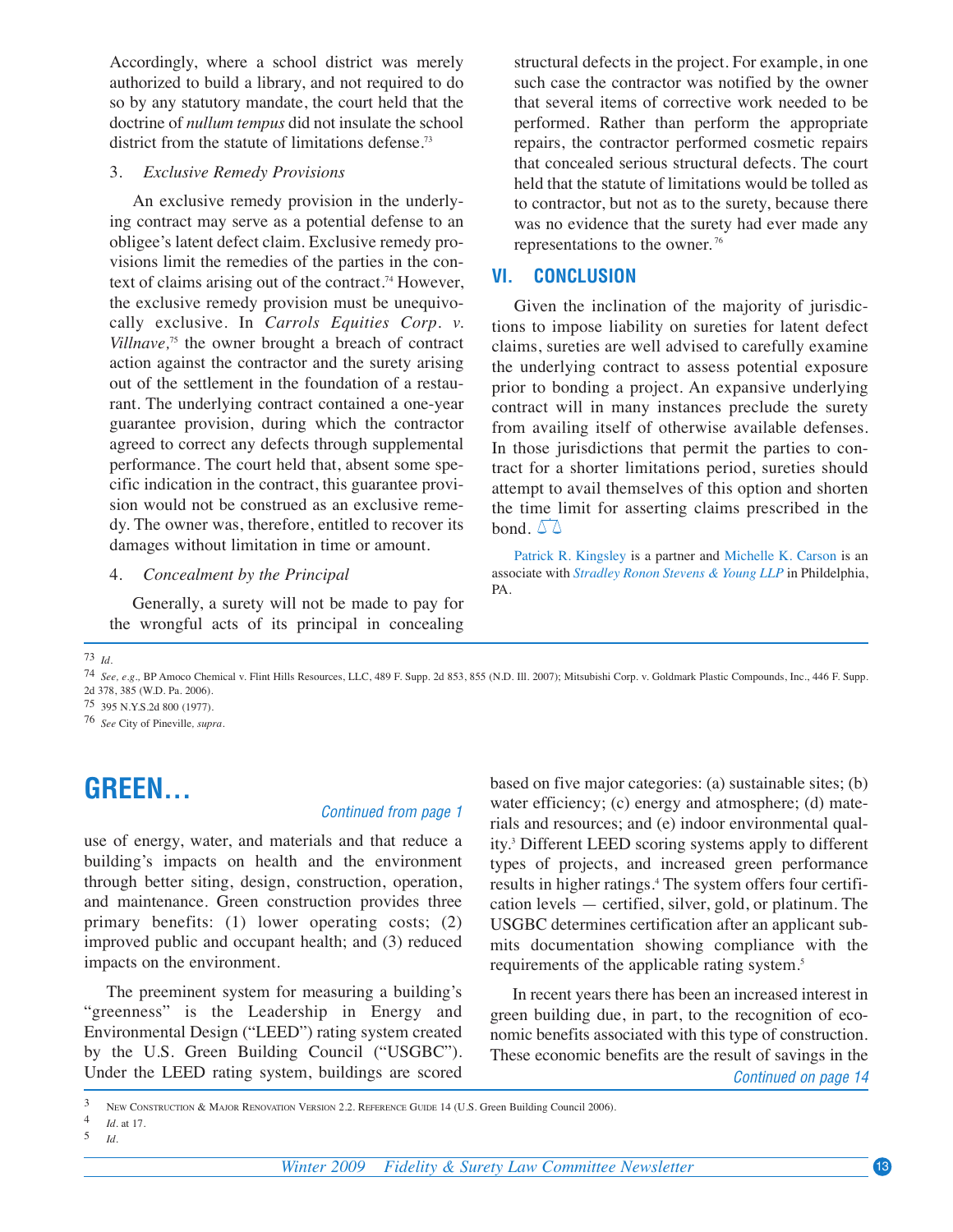Accordingly, where a school district was merely authorized to build a library, and not required to do so by any statutory mandate, the court held that the doctrine of *nullum tempus* did not insulate the school district from the statute of limitations defense.[73]

3. *Exclusive Remedy Provisions*

An exclusive remedy provision in the underlying contract may serve as a potential defense to an obligee's latent defect claim. Exclusive remedy provisions limit the remedies of the parties in the context of claims arising out of the contract.[74] However, the exclusive remedy provision must be unequivocally exclusive. In *Carrols Equities Corp. v. Villnave,*[75] the owner brought a breach of contract action against the contractor and the surety arising out of the settlement in the foundation of a restaurant. The underlying contract contained a one-year guarantee provision, during which the contractor agreed to correct any defects through supplemental performance. The court held that, absent some specific indication in the contract, this guarantee provision would not be construed as an exclusive remedy. The owner was, therefore, entitled to recover its damages without limitation in time or amount.

4. *Concealment by the Principal*

Generally, a surety will not be made to pay for the wrongful acts of its principal in concealing structural defects in the project. For example, in one such case the contractor was notified by the owner that several items of corrective work needed to be performed. Rather than perform the appropriate repairs, the contractor performed cosmetic repairs that concealed serious structural defects. The court held that the statute of limitations would be tolled as to contractor, but not as to the surety, because there was no evidence that the surety had ever made any representations to the owner.[76]

## VI. CONCLUSION

Given the inclination of the majority of jurisdictions to impose liability on sureties for latent defect claims, sureties are well advised to carefully examine the underlying contract to assess potential exposure prior to bonding a project. An expansive underlying contract will in many instances preclude the surety from availing itself of otherwise available defenses. In those jurisdictions that permit the parties to contract for a shorter limitations period, sureties should attempt to avail themselves of this option and shorten the time limit for asserting claims prescribed in the bond.

Patrick R. Kingsley is a partner and Michelle K. Carson is an associate with *Stradley Ronon Stevens & Young LLP* in Phildelphia, PA.

---

73 *Id.*

74 *See, e.g.,* BP Amoco Chemical v. Flint Hills Resources, LLC, 489 F. Supp. 2d 853, 855 (N.D. Ill. 2007); Mitsubishi Corp. v. Goldmark Plastic Compounds, Inc., 446 F. Supp. 2d 378, 385 (W.D. Pa. 2006).

75 395 N.Y.S.2d 800 (1977).

76 *See* City of Pineville, *supra*.

---

# GREEN...

*Continued from page 1*

use of energy, water, and materials and that reduce a building's impacts on health and the environment through better siting, design, construction, operation, and maintenance. Green construction provides three primary benefits: (1) lower operating costs; (2) improved public and occupant health; and (3) reduced impacts on the environment.

The preeminent system for measuring a building's "greenness" is the Leadership in Energy and Environmental Design ("LEED") rating system created by the U.S. Green Building Council ("USGBC"). Under the LEED rating system, buildings are scored based on five major categories: (a) sustainable sites; (b) water efficiency; (c) energy and atmosphere; (d) materials and resources; and (e) indoor environmental quality.[3] Different LEED scoring systems apply to different types of projects, and increased green performance results in higher ratings.[4] The system offers four certification levels — certified, silver, gold, or platinum. The USGBC determines certification after an applicant submits documentation showing compliance with the requirements of the applicable rating system.[5]

In recent years there has been an increased interest in green building due, in part, to the recognition of economic benefits associated with this type of construction. These economic benefits are the result of savings in the

*Continued on page 14*

---

3 New Construction & Major Renovation Version 2.2. Reference Guide 14 (U.S. Green Building Council 2006).

4 *Id.* at 17.

5 *Id.*